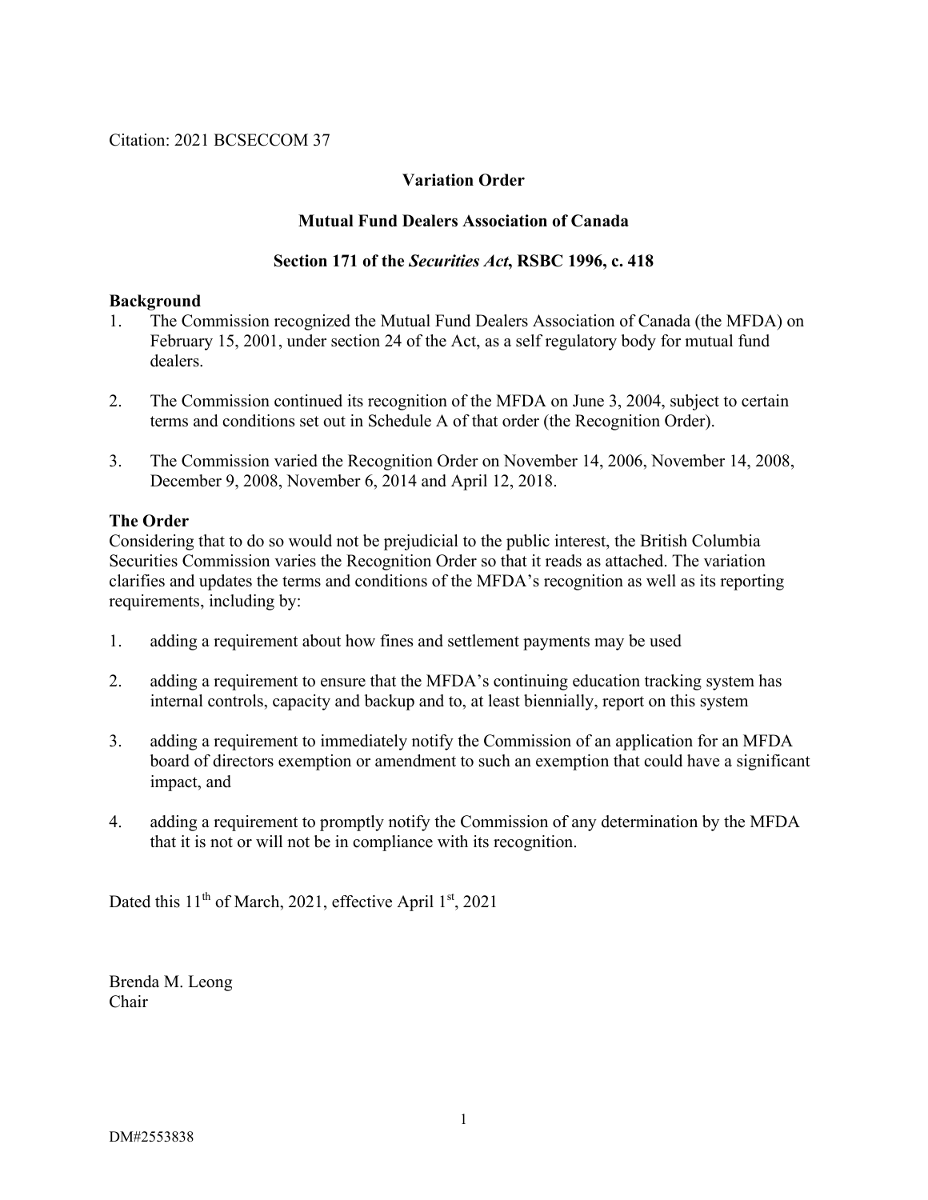Citation: 2021 BCSECCOM 37

**Variation Order**

**Mutual Fund Dealers Association of Canada**

**Section 171 of the *Securities Act*, RSBC 1996, c. 418**

**Background**

1. The Commission recognized the Mutual Fund Dealers Association of Canada (the MFDA) on February 15, 2001, under section 24 of the Act, as a self regulatory body for mutual fund dealers.

2. The Commission continued its recognition of the MFDA on June 3, 2004, subject to certain terms and conditions set out in Schedule A of that order (the Recognition Order).

3. The Commission varied the Recognition Order on November 14, 2006, November 14, 2008, December 9, 2008, November 6, 2014 and April 12, 2018.

**The Order**

Considering that to do so would not be prejudicial to the public interest, the British Columbia Securities Commission varies the Recognition Order so that it reads as attached. The variation clarifies and updates the terms and conditions of the MFDA's recognition as well as its reporting requirements, including by:

1. adding a requirement about how fines and settlement payments may be used

2. adding a requirement to ensure that the MFDA's continuing education tracking system has internal controls, capacity and backup and to, at least biennially, report on this system

3. adding a requirement to immediately notify the Commission of an application for an MFDA board of directors exemption or amendment to such an exemption that could have a significant impact, and

4. adding a requirement to promptly notify the Commission of any determination by the MFDA that it is not or will not be in compliance with its recognition.

Dated this 11th of March, 2021, effective April 1st, 2021

Brenda M. Leong
Chair

DM#2553838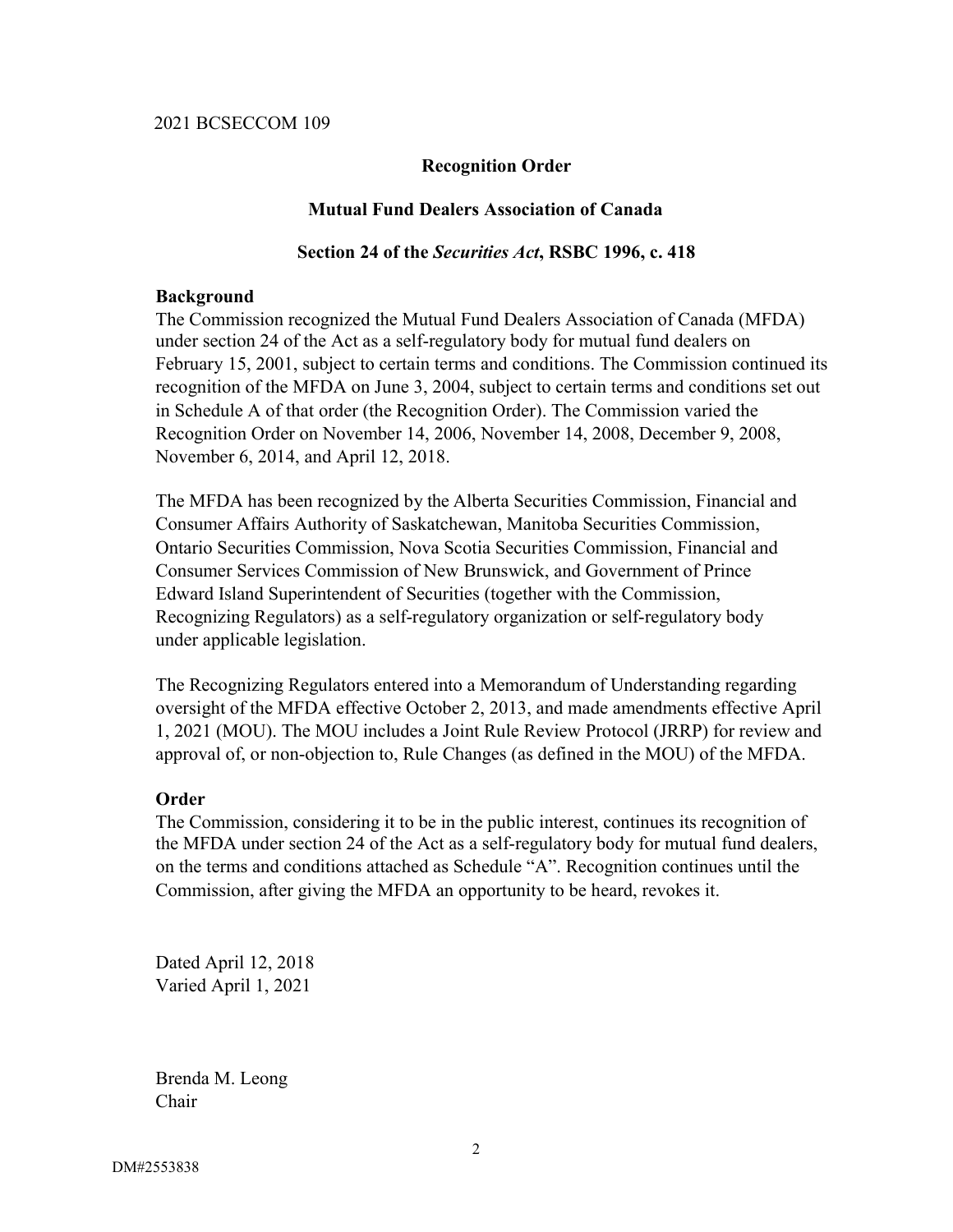2021 BCSECCOM 109

**Recognition Order**

**Mutual Fund Dealers Association of Canada**

**Section 24 of the *Securities Act*, RSBC 1996, c. 418**

## Background

The Commission recognized the Mutual Fund Dealers Association of Canada (MFDA) under section 24 of the Act as a self-regulatory body for mutual fund dealers on February 15, 2001, subject to certain terms and conditions. The Commission continued its recognition of the MFDA on June 3, 2004, subject to certain terms and conditions set out in Schedule A of that order (the Recognition Order). The Commission varied the Recognition Order on November 14, 2006, November 14, 2008, December 9, 2008, November 6, 2014, and April 12, 2018.

The MFDA has been recognized by the Alberta Securities Commission, Financial and Consumer Affairs Authority of Saskatchewan, Manitoba Securities Commission, Ontario Securities Commission, Nova Scotia Securities Commission, Financial and Consumer Services Commission of New Brunswick, and Government of Prince Edward Island Superintendent of Securities (together with the Commission, Recognizing Regulators) as a self-regulatory organization or self-regulatory body under applicable legislation.

The Recognizing Regulators entered into a Memorandum of Understanding regarding oversight of the MFDA effective October 2, 2013, and made amendments effective April 1, 2021 (MOU). The MOU includes a Joint Rule Review Protocol (JRRP) for review and approval of, or non-objection to, Rule Changes (as defined in the MOU) of the MFDA.

## Order

The Commission, considering it to be in the public interest, continues its recognition of the MFDA under section 24 of the Act as a self-regulatory body for mutual fund dealers, on the terms and conditions attached as Schedule "A". Recognition continues until the Commission, after giving the MFDA an opportunity to be heard, revokes it.

Dated April 12, 2018
Varied April 1, 2021

Brenda M. Leong
Chair

DM#2553838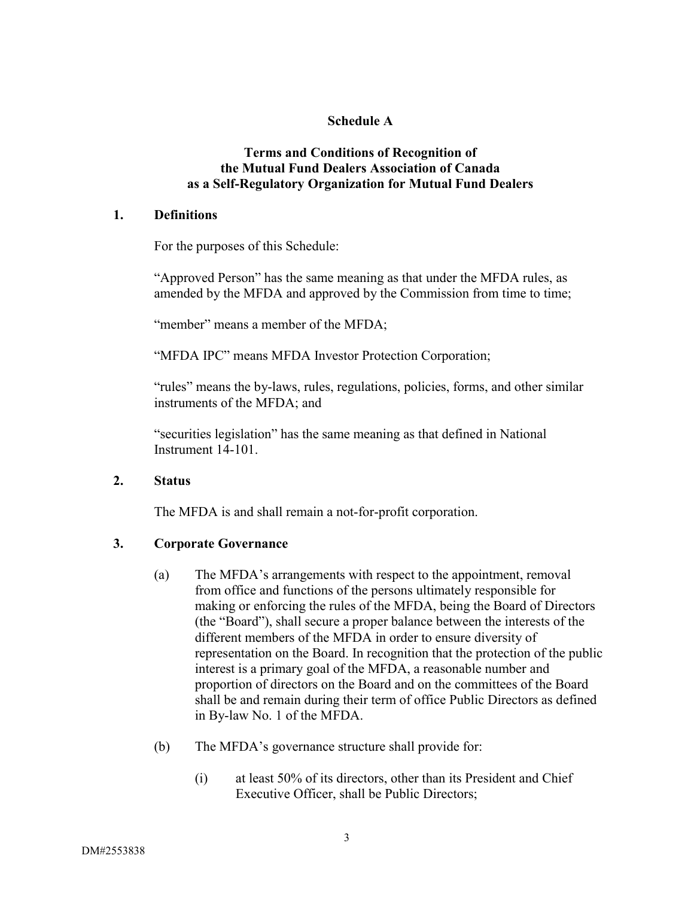# Schedule A

## Terms and Conditions of Recognition of the Mutual Fund Dealers Association of Canada as a Self-Regulatory Organization for Mutual Fund Dealers

### 1. Definitions

For the purposes of this Schedule:

"Approved Person" has the same meaning as that under the MFDA rules, as amended by the MFDA and approved by the Commission from time to time;

"member" means a member of the MFDA;

"MFDA IPC" means MFDA Investor Protection Corporation;

"rules" means the by-laws, rules, regulations, policies, forms, and other similar instruments of the MFDA; and

"securities legislation" has the same meaning as that defined in National Instrument 14-101.

### 2. Status

The MFDA is and shall remain a not-for-profit corporation.

### 3. Corporate Governance

(a) The MFDA's arrangements with respect to the appointment, removal from office and functions of the persons ultimately responsible for making or enforcing the rules of the MFDA, being the Board of Directors (the "Board"), shall secure a proper balance between the interests of the different members of the MFDA in order to ensure diversity of representation on the Board. In recognition that the protection of the public interest is a primary goal of the MFDA, a reasonable number and proportion of directors on the Board and on the committees of the Board shall be and remain during their term of office Public Directors as defined in By-law No. 1 of the MFDA.

(b) The MFDA's governance structure shall provide for:

(i) at least 50% of its directors, other than its President and Chief Executive Officer, shall be Public Directors;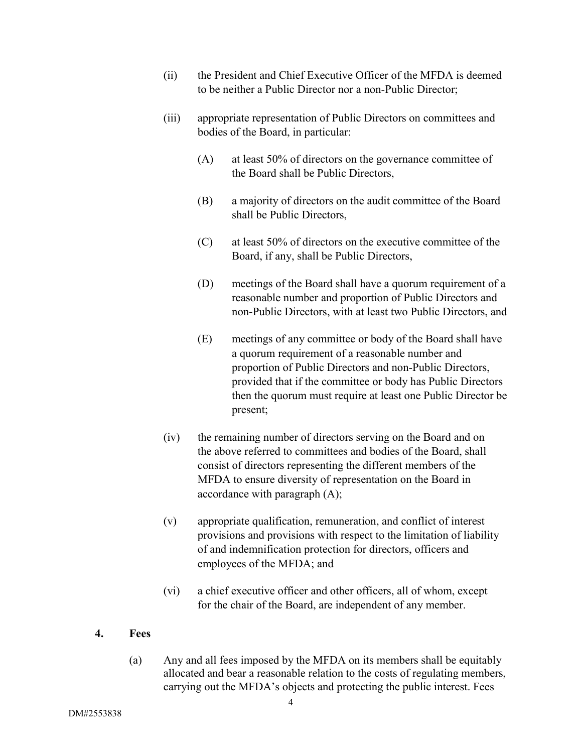(ii) the President and Chief Executive Officer of the MFDA is deemed to be neither a Public Director nor a non-Public Director;

(iii) appropriate representation of Public Directors on committees and bodies of the Board, in particular:

  (A) at least 50% of directors on the governance committee of the Board shall be Public Directors,

  (B) a majority of directors on the audit committee of the Board shall be Public Directors,

  (C) at least 50% of directors on the executive committee of the Board, if any, shall be Public Directors,

  (D) meetings of the Board shall have a quorum requirement of a reasonable number and proportion of Public Directors and non-Public Directors, with at least two Public Directors, and

  (E) meetings of any committee or body of the Board shall have a quorum requirement of a reasonable number and proportion of Public Directors and non-Public Directors, provided that if the committee or body has Public Directors then the quorum must require at least one Public Director be present;

(iv) the remaining number of directors serving on the Board and on the above referred to committees and bodies of the Board, shall consist of directors representing the different members of the MFDA to ensure diversity of representation on the Board in accordance with paragraph (A);

(v) appropriate qualification, remuneration, and conflict of interest provisions and provisions with respect to the limitation of liability of and indemnification protection for directors, officers and employees of the MFDA; and

(vi) a chief executive officer and other officers, all of whom, except for the chair of the Board, are independent of any member.

## 4. Fees

(a) Any and all fees imposed by the MFDA on its members shall be equitably allocated and bear a reasonable relation to the costs of regulating members, carrying out the MFDA's objects and protecting the public interest. Fees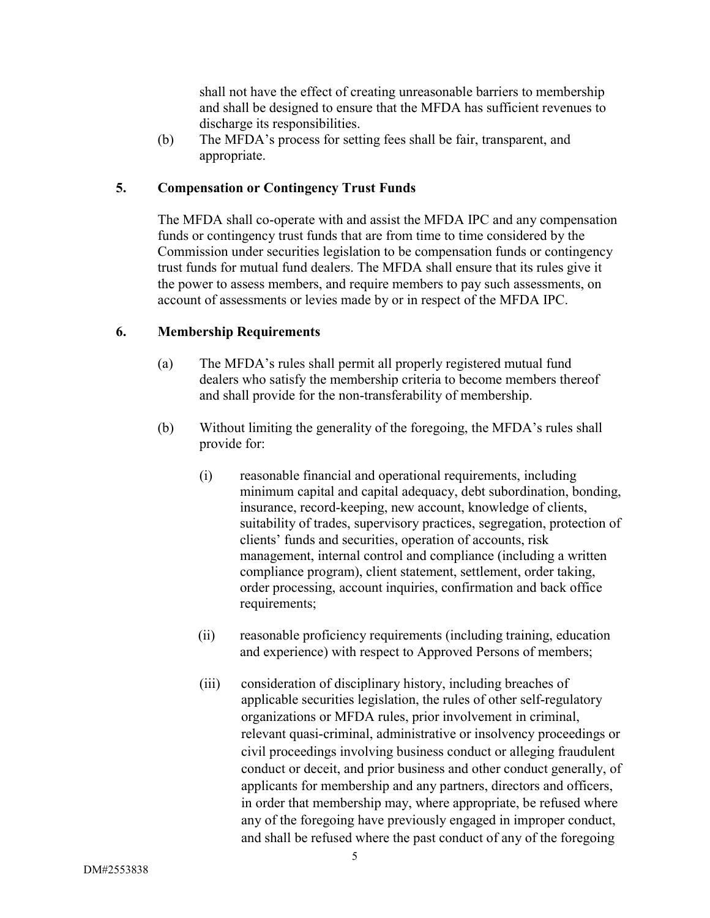shall not have the effect of creating unreasonable barriers to membership and shall be designed to ensure that the MFDA has sufficient revenues to discharge its responsibilities.

(b) The MFDA's process for setting fees shall be fair, transparent, and appropriate.

## 5. Compensation or Contingency Trust Funds

The MFDA shall co-operate with and assist the MFDA IPC and any compensation funds or contingency trust funds that are from time to time considered by the Commission under securities legislation to be compensation funds or contingency trust funds for mutual fund dealers. The MFDA shall ensure that its rules give it the power to assess members, and require members to pay such assessments, on account of assessments or levies made by or in respect of the MFDA IPC.

## 6. Membership Requirements

(a) The MFDA's rules shall permit all properly registered mutual fund dealers who satisfy the membership criteria to become members thereof and shall provide for the non-transferability of membership.

(b) Without limiting the generality of the foregoing, the MFDA's rules shall provide for:

(i) reasonable financial and operational requirements, including minimum capital and capital adequacy, debt subordination, bonding, insurance, record-keeping, new account, knowledge of clients, suitability of trades, supervisory practices, segregation, protection of clients' funds and securities, operation of accounts, risk management, internal control and compliance (including a written compliance program), client statement, settlement, order taking, order processing, account inquiries, confirmation and back office requirements;

(ii) reasonable proficiency requirements (including training, education and experience) with respect to Approved Persons of members;

(iii) consideration of disciplinary history, including breaches of applicable securities legislation, the rules of other self-regulatory organizations or MFDA rules, prior involvement in criminal, relevant quasi-criminal, administrative or insolvency proceedings or civil proceedings involving business conduct or alleging fraudulent conduct or deceit, and prior business and other conduct generally, of applicants for membership and any partners, directors and officers, in order that membership may, where appropriate, be refused where any of the foregoing have previously engaged in improper conduct, and shall be refused where the past conduct of any of the foregoing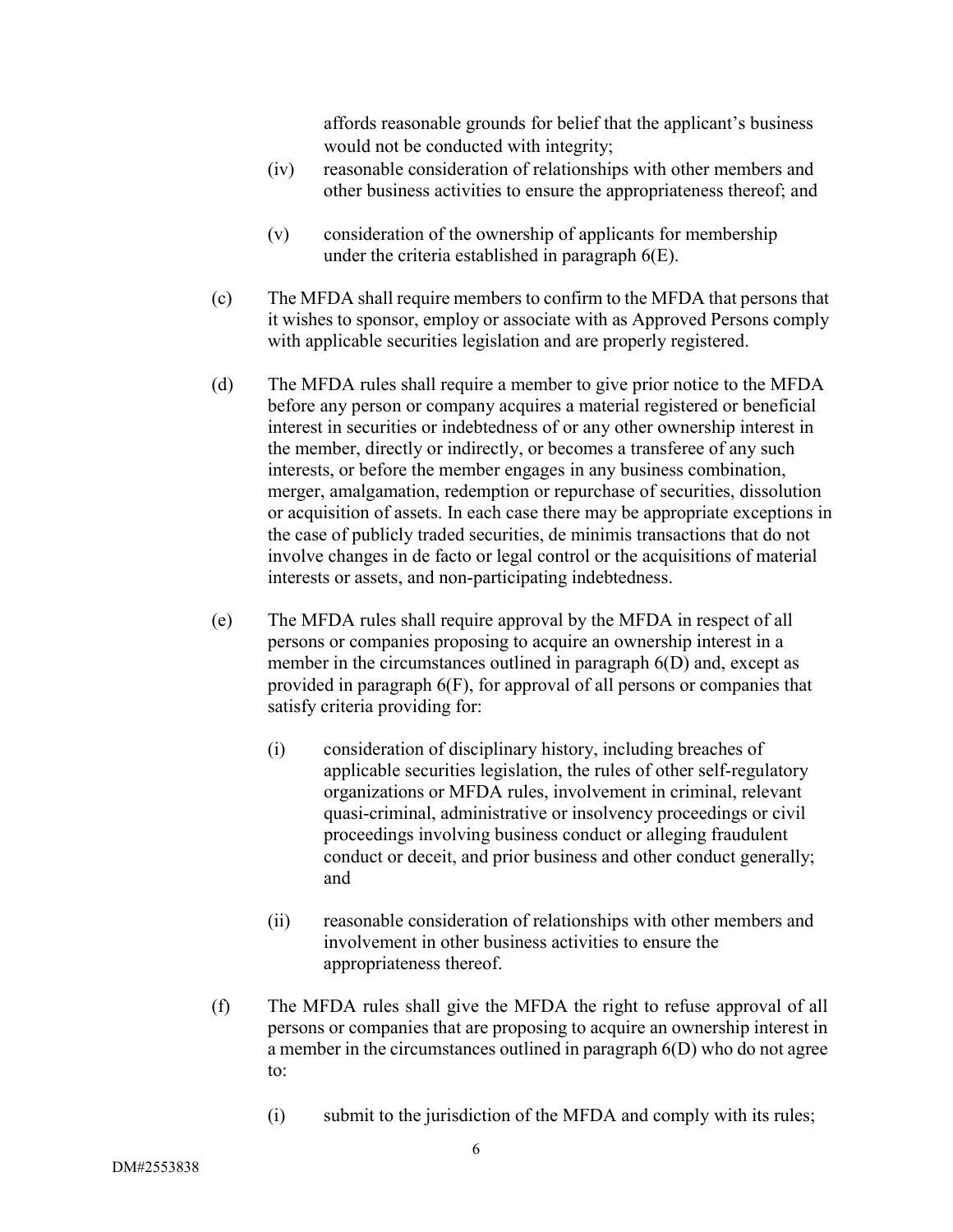affords reasonable grounds for belief that the applicant's business would not be conducted with integrity;

(iv) reasonable consideration of relationships with other members and other business activities to ensure the appropriateness thereof; and

(v) consideration of the ownership of applicants for membership under the criteria established in paragraph 6(E).

(c) The MFDA shall require members to confirm to the MFDA that persons that it wishes to sponsor, employ or associate with as Approved Persons comply with applicable securities legislation and are properly registered.

(d) The MFDA rules shall require a member to give prior notice to the MFDA before any person or company acquires a material registered or beneficial interest in securities or indebtedness of or any other ownership interest in the member, directly or indirectly, or becomes a transferee of any such interests, or before the member engages in any business combination, merger, amalgamation, redemption or repurchase of securities, dissolution or acquisition of assets. In each case there may be appropriate exceptions in the case of publicly traded securities, de minimis transactions that do not involve changes in de facto or legal control or the acquisitions of material interests or assets, and non-participating indebtedness.

(e) The MFDA rules shall require approval by the MFDA in respect of all persons or companies proposing to acquire an ownership interest in a member in the circumstances outlined in paragraph 6(D) and, except as provided in paragraph 6(F), for approval of all persons or companies that satisfy criteria providing for:

(i) consideration of disciplinary history, including breaches of applicable securities legislation, the rules of other self-regulatory organizations or MFDA rules, involvement in criminal, relevant quasi-criminal, administrative or insolvency proceedings or civil proceedings involving business conduct or alleging fraudulent conduct or deceit, and prior business and other conduct generally; and

(ii) reasonable consideration of relationships with other members and involvement in other business activities to ensure the appropriateness thereof.

(f) The MFDA rules shall give the MFDA the right to refuse approval of all persons or companies that are proposing to acquire an ownership interest in a member in the circumstances outlined in paragraph 6(D) who do not agree to:

(i) submit to the jurisdiction of the MFDA and comply with its rules;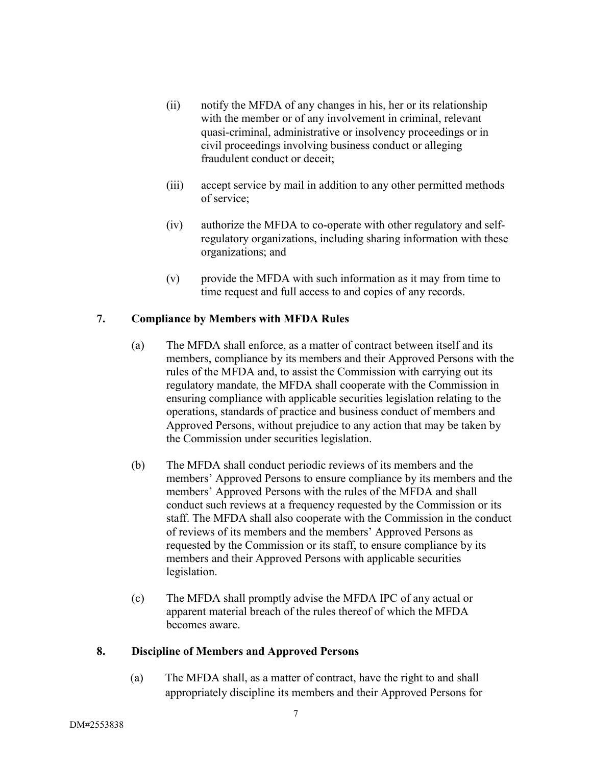(ii) notify the MFDA of any changes in his, her or its relationship with the member or of any involvement in criminal, relevant quasi-criminal, administrative or insolvency proceedings or in civil proceedings involving business conduct or alleging fraudulent conduct or deceit;

(iii) accept service by mail in addition to any other permitted methods of service;

(iv) authorize the MFDA to co-operate with other regulatory and self-regulatory organizations, including sharing information with these organizations; and

(v) provide the MFDA with such information as it may from time to time request and full access to and copies of any records.

## 7. Compliance by Members with MFDA Rules

(a) The MFDA shall enforce, as a matter of contract between itself and its members, compliance by its members and their Approved Persons with the rules of the MFDA and, to assist the Commission with carrying out its regulatory mandate, the MFDA shall cooperate with the Commission in ensuring compliance with applicable securities legislation relating to the operations, standards of practice and business conduct of members and Approved Persons, without prejudice to any action that may be taken by the Commission under securities legislation.

(b) The MFDA shall conduct periodic reviews of its members and the members' Approved Persons to ensure compliance by its members and the members' Approved Persons with the rules of the MFDA and shall conduct such reviews at a frequency requested by the Commission or its staff. The MFDA shall also cooperate with the Commission in the conduct of reviews of its members and the members' Approved Persons as requested by the Commission or its staff, to ensure compliance by its members and their Approved Persons with applicable securities legislation.

(c) The MFDA shall promptly advise the MFDA IPC of any actual or apparent material breach of the rules thereof of which the MFDA becomes aware.

## 8. Discipline of Members and Approved Persons

(a) The MFDA shall, as a matter of contract, have the right to and shall appropriately discipline its members and their Approved Persons for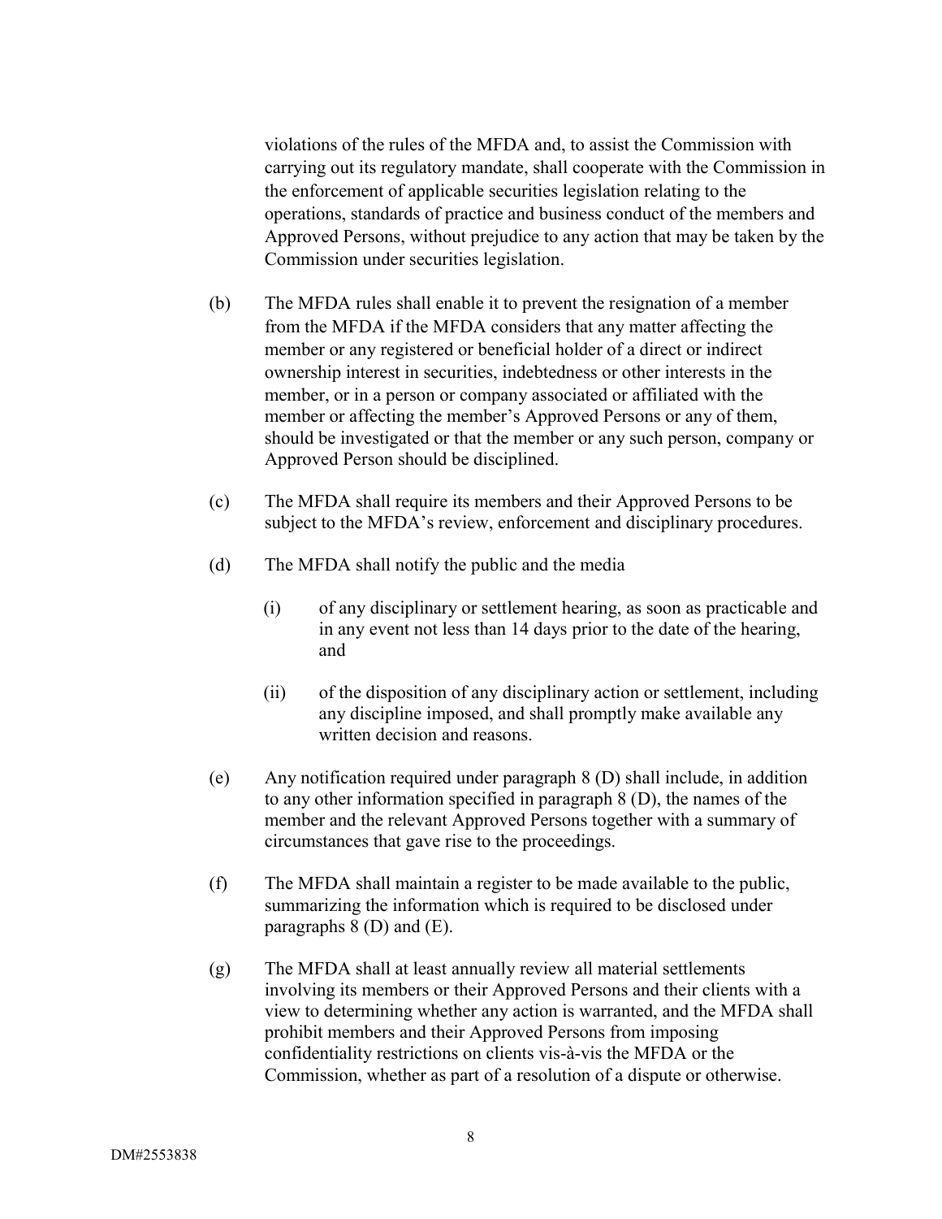violations of the rules of the MFDA and, to assist the Commission with carrying out its regulatory mandate, shall cooperate with the Commission in the enforcement of applicable securities legislation relating to the operations, standards of practice and business conduct of the members and Approved Persons, without prejudice to any action that may be taken by the Commission under securities legislation.

(b) The MFDA rules shall enable it to prevent the resignation of a member from the MFDA if the MFDA considers that any matter affecting the member or any registered or beneficial holder of a direct or indirect ownership interest in securities, indebtedness or other interests in the member, or in a person or company associated or affiliated with the member or affecting the member's Approved Persons or any of them, should be investigated or that the member or any such person, company or Approved Person should be disciplined.

(c) The MFDA shall require its members and their Approved Persons to be subject to the MFDA's review, enforcement and disciplinary procedures.

(d) The MFDA shall notify the public and the media

  (i) of any disciplinary or settlement hearing, as soon as practicable and in any event not less than 14 days prior to the date of the hearing, and

  (ii) of the disposition of any disciplinary action or settlement, including any discipline imposed, and shall promptly make available any written decision and reasons.

(e) Any notification required under paragraph 8 (D) shall include, in addition to any other information specified in paragraph 8 (D), the names of the member and the relevant Approved Persons together with a summary of circumstances that gave rise to the proceedings.

(f) The MFDA shall maintain a register to be made available to the public, summarizing the information which is required to be disclosed under paragraphs 8 (D) and (E).

(g) The MFDA shall at least annually review all material settlements involving its members or their Approved Persons and their clients with a view to determining whether any action is warranted, and the MFDA shall prohibit members and their Approved Persons from imposing confidentiality restrictions on clients vis-à-vis the MFDA or the Commission, whether as part of a resolution of a dispute or otherwise.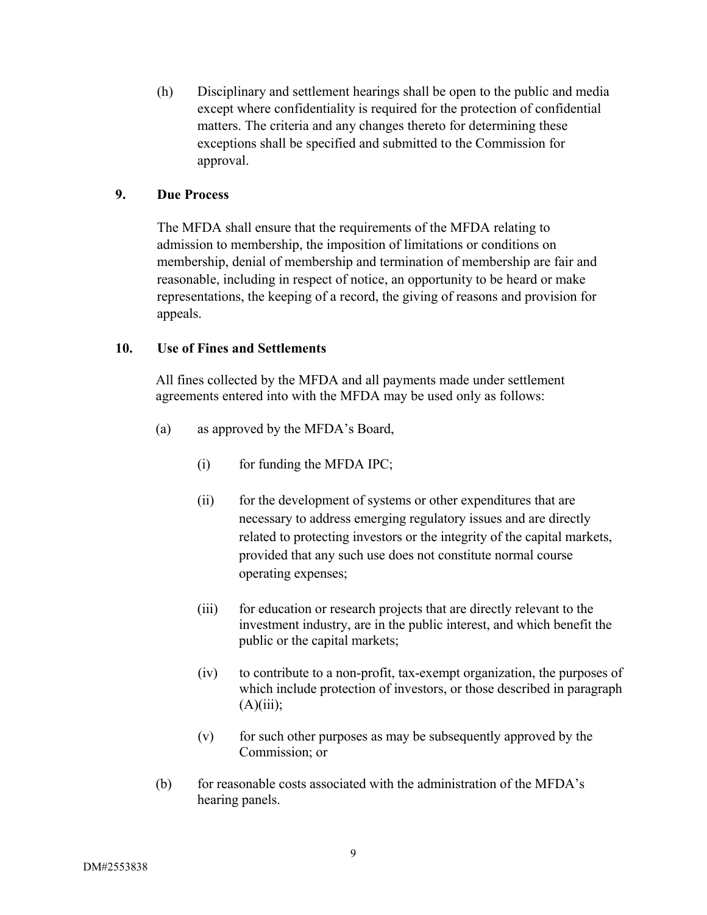(h) Disciplinary and settlement hearings shall be open to the public and media except where confidentiality is required for the protection of confidential matters. The criteria and any changes thereto for determining these exceptions shall be specified and submitted to the Commission for approval.

## 9. Due Process

The MFDA shall ensure that the requirements of the MFDA relating to admission to membership, the imposition of limitations or conditions on membership, denial of membership and termination of membership are fair and reasonable, including in respect of notice, an opportunity to be heard or make representations, the keeping of a record, the giving of reasons and provision for appeals.

## 10. Use of Fines and Settlements

All fines collected by the MFDA and all payments made under settlement agreements entered into with the MFDA may be used only as follows:

(a) as approved by the MFDA's Board,

(i) for funding the MFDA IPC;

(ii) for the development of systems or other expenditures that are necessary to address emerging regulatory issues and are directly related to protecting investors or the integrity of the capital markets, provided that any such use does not constitute normal course operating expenses;

(iii) for education or research projects that are directly relevant to the investment industry, are in the public interest, and which benefit the public or the capital markets;

(iv) to contribute to a non-profit, tax-exempt organization, the purposes of which include protection of investors, or those described in paragraph (A)(iii);

(v) for such other purposes as may be subsequently approved by the Commission; or

(b) for reasonable costs associated with the administration of the MFDA's hearing panels.

DM#2553838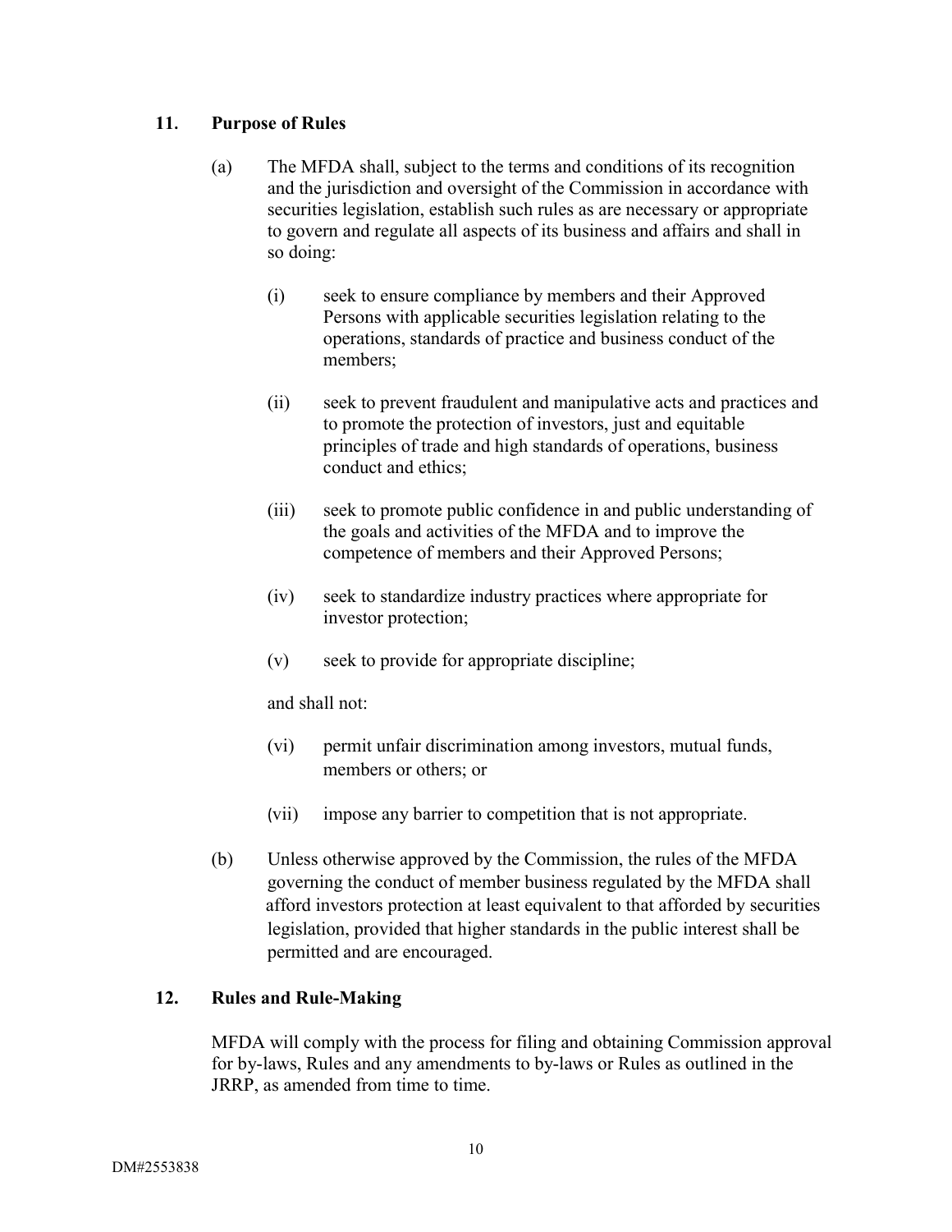## 11. Purpose of Rules

(a) The MFDA shall, subject to the terms and conditions of its recognition and the jurisdiction and oversight of the Commission in accordance with securities legislation, establish such rules as are necessary or appropriate to govern and regulate all aspects of its business and affairs and shall in so doing:

(i) seek to ensure compliance by members and their Approved Persons with applicable securities legislation relating to the operations, standards of practice and business conduct of the members;

(ii) seek to prevent fraudulent and manipulative acts and practices and to promote the protection of investors, just and equitable principles of trade and high standards of operations, business conduct and ethics;

(iii) seek to promote public confidence in and public understanding of the goals and activities of the MFDA and to improve the competence of members and their Approved Persons;

(iv) seek to standardize industry practices where appropriate for investor protection;

(v) seek to provide for appropriate discipline;

and shall not:

(vi) permit unfair discrimination among investors, mutual funds, members or others; or

(vii) impose any barrier to competition that is not appropriate.

(b) Unless otherwise approved by the Commission, the rules of the MFDA governing the conduct of member business regulated by the MFDA shall afford investors protection at least equivalent to that afforded by securities legislation, provided that higher standards in the public interest shall be permitted and are encouraged.

## 12. Rules and Rule-Making

MFDA will comply with the process for filing and obtaining Commission approval for by-laws, Rules and any amendments to by-laws or Rules as outlined in the JRRP, as amended from time to time.

DM#2553838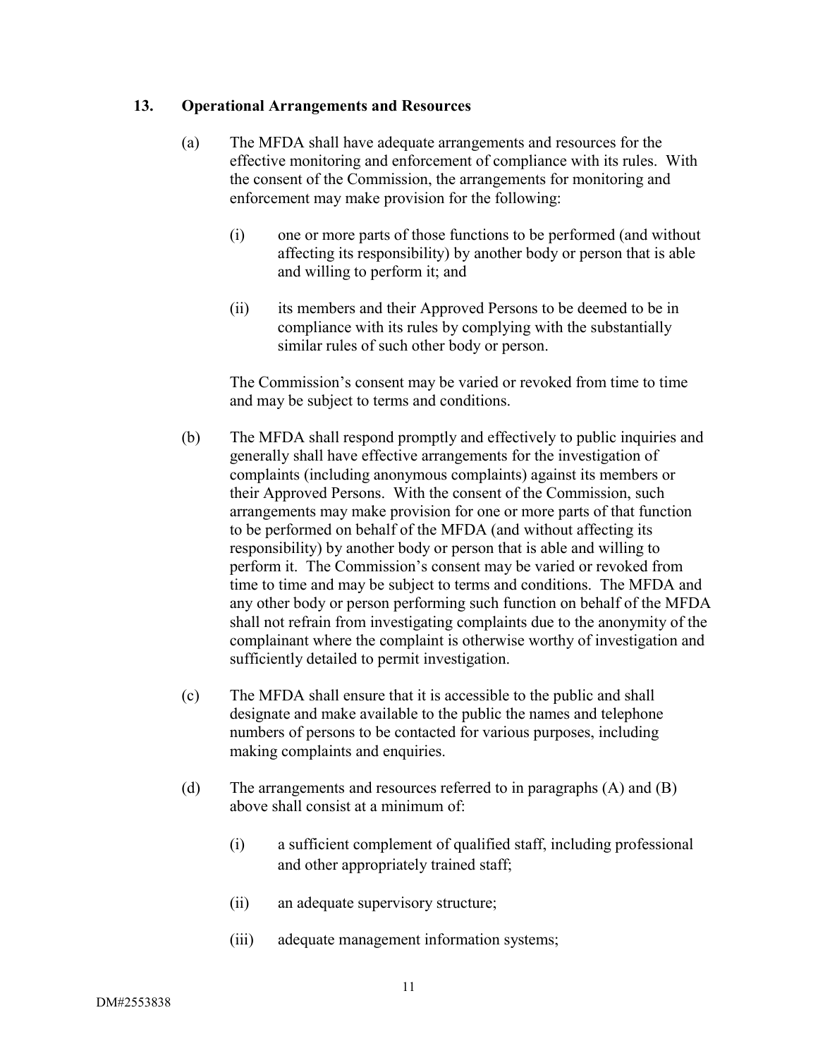## 13. Operational Arrangements and Resources

(a) The MFDA shall have adequate arrangements and resources for the effective monitoring and enforcement of compliance with its rules. With the consent of the Commission, the arrangements for monitoring and enforcement may make provision for the following:

   (i) one or more parts of those functions to be performed (and without affecting its responsibility) by another body or person that is able and willing to perform it; and

   (ii) its members and their Approved Persons to be deemed to be in compliance with its rules by complying with the substantially similar rules of such other body or person.

   The Commission's consent may be varied or revoked from time to time and may be subject to terms and conditions.

(b) The MFDA shall respond promptly and effectively to public inquiries and generally shall have effective arrangements for the investigation of complaints (including anonymous complaints) against its members or their Approved Persons. With the consent of the Commission, such arrangements may make provision for one or more parts of that function to be performed on behalf of the MFDA (and without affecting its responsibility) by another body or person that is able and willing to perform it. The Commission's consent may be varied or revoked from time to time and may be subject to terms and conditions. The MFDA and any other body or person performing such function on behalf of the MFDA shall not refrain from investigating complaints due to the anonymity of the complainant where the complaint is otherwise worthy of investigation and sufficiently detailed to permit investigation.

(c) The MFDA shall ensure that it is accessible to the public and shall designate and make available to the public the names and telephone numbers of persons to be contacted for various purposes, including making complaints and enquiries.

(d) The arrangements and resources referred to in paragraphs (A) and (B) above shall consist at a minimum of:

   (i) a sufficient complement of qualified staff, including professional and other appropriately trained staff;

   (ii) an adequate supervisory structure;

   (iii) adequate management information systems;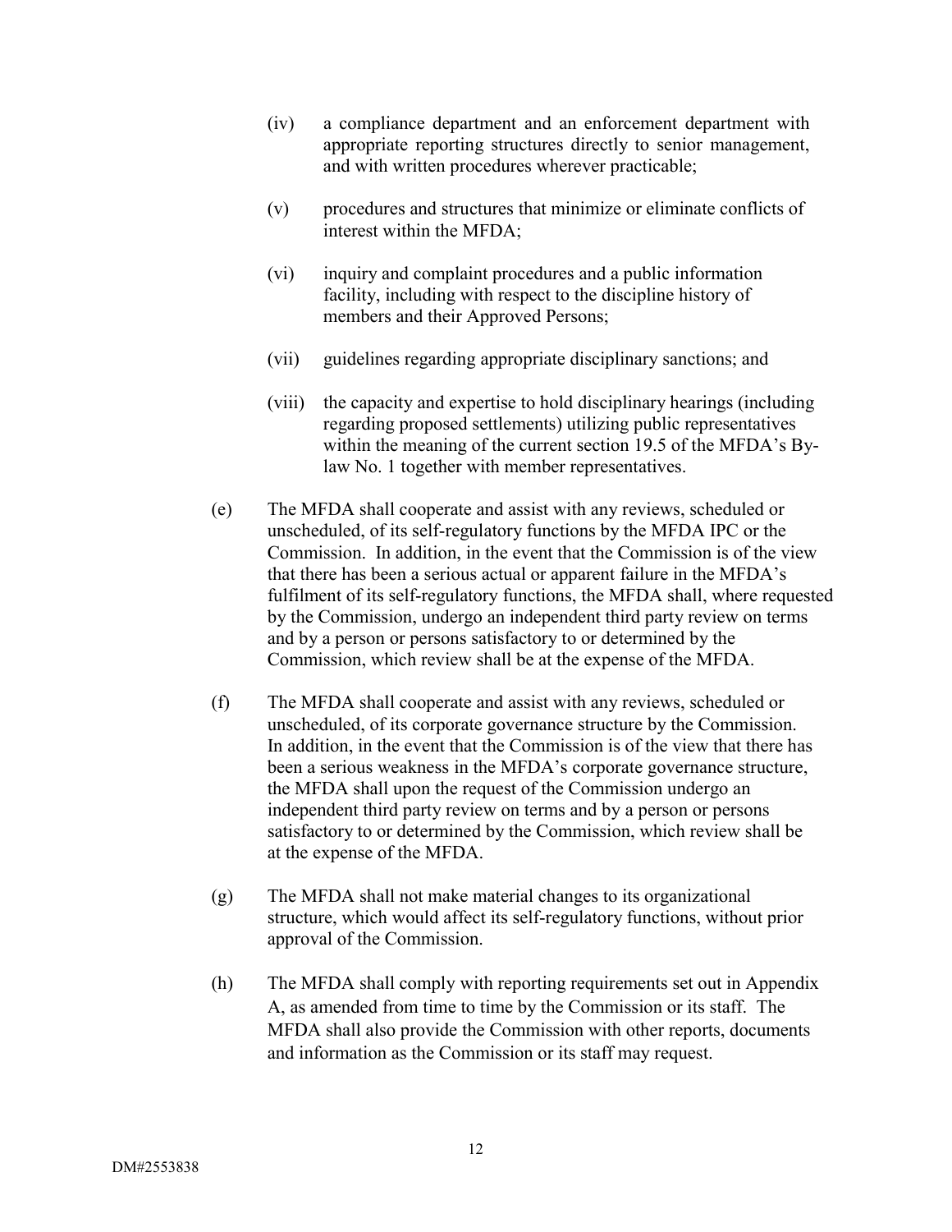(iv) a compliance department and an enforcement department with appropriate reporting structures directly to senior management, and with written procedures wherever practicable;

(v) procedures and structures that minimize or eliminate conflicts of interest within the MFDA;

(vi) inquiry and complaint procedures and a public information facility, including with respect to the discipline history of members and their Approved Persons;

(vii) guidelines regarding appropriate disciplinary sanctions; and

(viii) the capacity and expertise to hold disciplinary hearings (including regarding proposed settlements) utilizing public representatives within the meaning of the current section 19.5 of the MFDA's By-law No. 1 together with member representatives.

(e) The MFDA shall cooperate and assist with any reviews, scheduled or unscheduled, of its self-regulatory functions by the MFDA IPC or the Commission. In addition, in the event that the Commission is of the view that there has been a serious actual or apparent failure in the MFDA's fulfilment of its self-regulatory functions, the MFDA shall, where requested by the Commission, undergo an independent third party review on terms and by a person or persons satisfactory to or determined by the Commission, which review shall be at the expense of the MFDA.

(f) The MFDA shall cooperate and assist with any reviews, scheduled or unscheduled, of its corporate governance structure by the Commission. In addition, in the event that the Commission is of the view that there has been a serious weakness in the MFDA's corporate governance structure, the MFDA shall upon the request of the Commission undergo an independent third party review on terms and by a person or persons satisfactory to or determined by the Commission, which review shall be at the expense of the MFDA.

(g) The MFDA shall not make material changes to its organizational structure, which would affect its self-regulatory functions, without prior approval of the Commission.

(h) The MFDA shall comply with reporting requirements set out in Appendix A, as amended from time to time by the Commission or its staff. The MFDA shall also provide the Commission with other reports, documents and information as the Commission or its staff may request.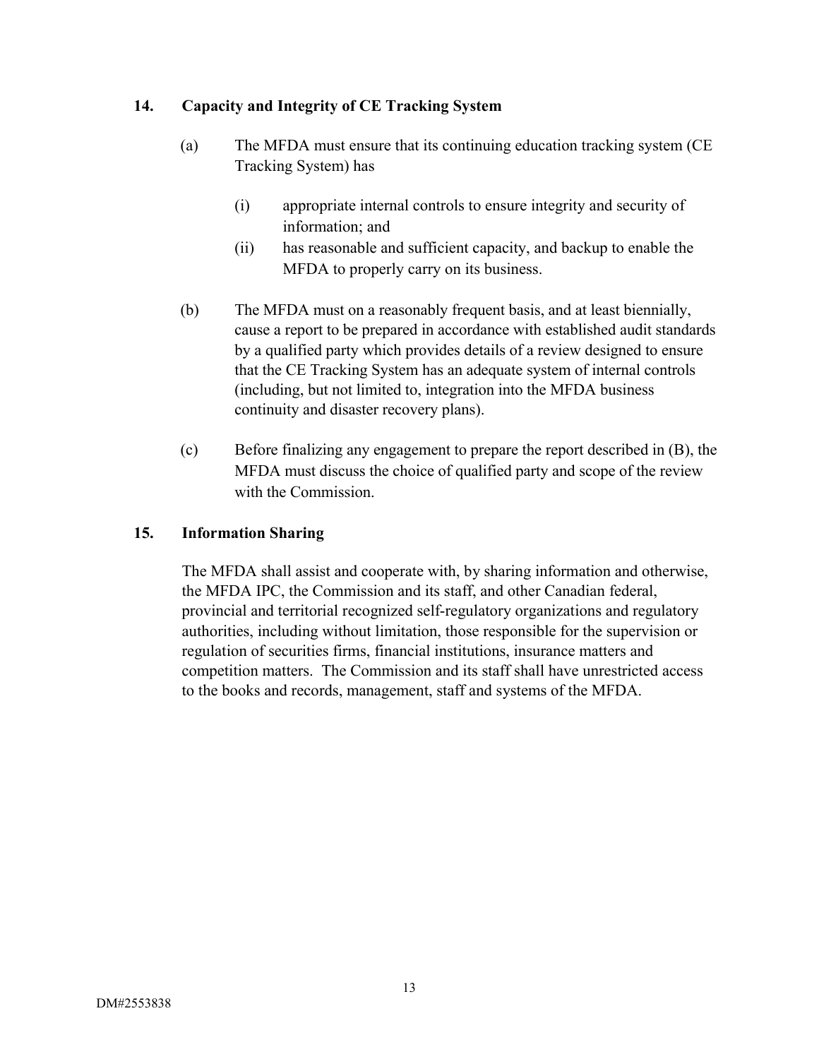## 14. Capacity and Integrity of CE Tracking System

(a) The MFDA must ensure that its continuing education tracking system (CE Tracking System) has

(i) appropriate internal controls to ensure integrity and security of information; and

(ii) has reasonable and sufficient capacity, and backup to enable the MFDA to properly carry on its business.

(b) The MFDA must on a reasonably frequent basis, and at least biennially, cause a report to be prepared in accordance with established audit standards by a qualified party which provides details of a review designed to ensure that the CE Tracking System has an adequate system of internal controls (including, but not limited to, integration into the MFDA business continuity and disaster recovery plans).

(c) Before finalizing any engagement to prepare the report described in (B), the MFDA must discuss the choice of qualified party and scope of the review with the Commission.

## 15. Information Sharing

The MFDA shall assist and cooperate with, by sharing information and otherwise, the MFDA IPC, the Commission and its staff, and other Canadian federal, provincial and territorial recognized self-regulatory organizations and regulatory authorities, including without limitation, those responsible for the supervision or regulation of securities firms, financial institutions, insurance matters and competition matters. The Commission and its staff shall have unrestricted access to the books and records, management, staff and systems of the MFDA.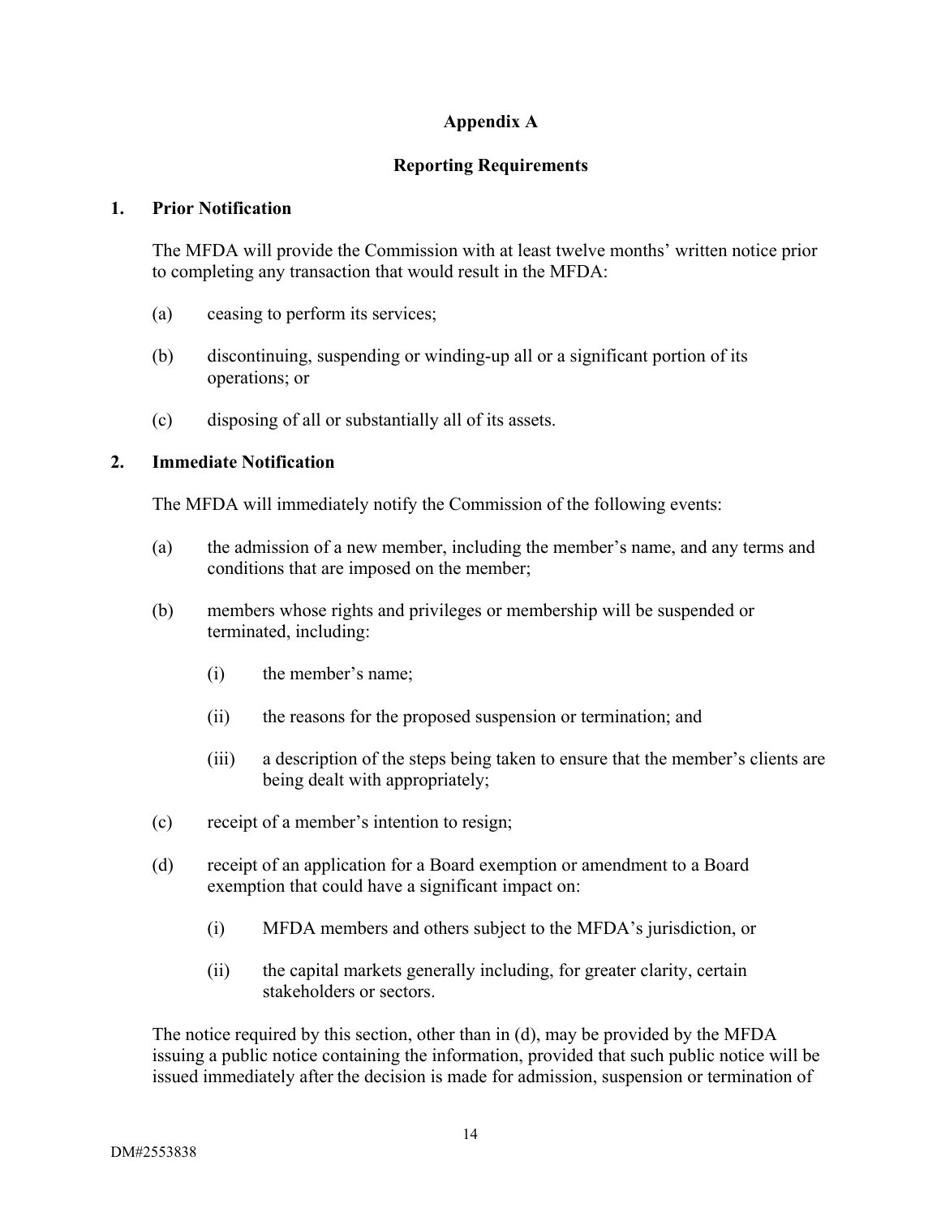# Appendix A

## Reporting Requirements

### 1. Prior Notification

The MFDA will provide the Commission with at least twelve months' written notice prior to completing any transaction that would result in the MFDA:

(a) ceasing to perform its services;

(b) discontinuing, suspending or winding-up all or a significant portion of its operations; or

(c) disposing of all or substantially all of its assets.

### 2. Immediate Notification

The MFDA will immediately notify the Commission of the following events:

(a) the admission of a new member, including the member's name, and any terms and conditions that are imposed on the member;

(b) members whose rights and privileges or membership will be suspended or terminated, including:

  (i) the member's name;

  (ii) the reasons for the proposed suspension or termination; and

  (iii) a description of the steps being taken to ensure that the member's clients are being dealt with appropriately;

(c) receipt of a member's intention to resign;

(d) receipt of an application for a Board exemption or amendment to a Board exemption that could have a significant impact on:

  (i) MFDA members and others subject to the MFDA's jurisdiction, or

  (ii) the capital markets generally including, for greater clarity, certain stakeholders or sectors.

The notice required by this section, other than in (d), may be provided by the MFDA issuing a public notice containing the information, provided that such public notice will be issued immediately after the decision is made for admission, suspension or termination of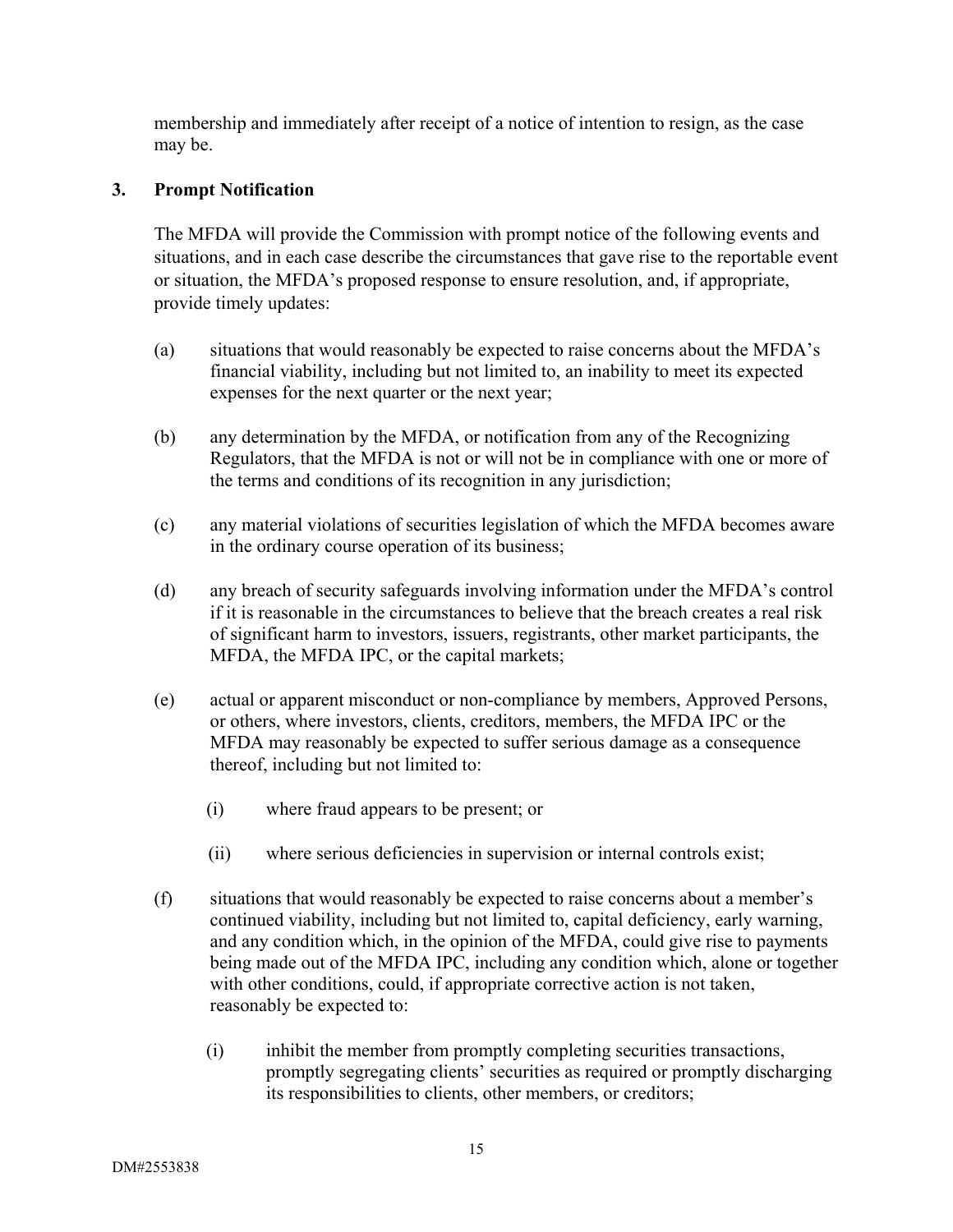membership and immediately after receipt of a notice of intention to resign, as the case may be.

## 3. Prompt Notification

The MFDA will provide the Commission with prompt notice of the following events and situations, and in each case describe the circumstances that gave rise to the reportable event or situation, the MFDA's proposed response to ensure resolution, and, if appropriate, provide timely updates:

(a) situations that would reasonably be expected to raise concerns about the MFDA's financial viability, including but not limited to, an inability to meet its expected expenses for the next quarter or the next year;

(b) any determination by the MFDA, or notification from any of the Recognizing Regulators, that the MFDA is not or will not be in compliance with one or more of the terms and conditions of its recognition in any jurisdiction;

(c) any material violations of securities legislation of which the MFDA becomes aware in the ordinary course operation of its business;

(d) any breach of security safeguards involving information under the MFDA's control if it is reasonable in the circumstances to believe that the breach creates a real risk of significant harm to investors, issuers, registrants, other market participants, the MFDA, the MFDA IPC, or the capital markets;

(e) actual or apparent misconduct or non-compliance by members, Approved Persons, or others, where investors, clients, creditors, members, the MFDA IPC or the MFDA may reasonably be expected to suffer serious damage as a consequence thereof, including but not limited to:

  (i) where fraud appears to be present; or

  (ii) where serious deficiencies in supervision or internal controls exist;

(f) situations that would reasonably be expected to raise concerns about a member's continued viability, including but not limited to, capital deficiency, early warning, and any condition which, in the opinion of the MFDA, could give rise to payments being made out of the MFDA IPC, including any condition which, alone or together with other conditions, could, if appropriate corrective action is not taken, reasonably be expected to:

  (i) inhibit the member from promptly completing securities transactions, promptly segregating clients' securities as required or promptly discharging its responsibilities to clients, other members, or creditors;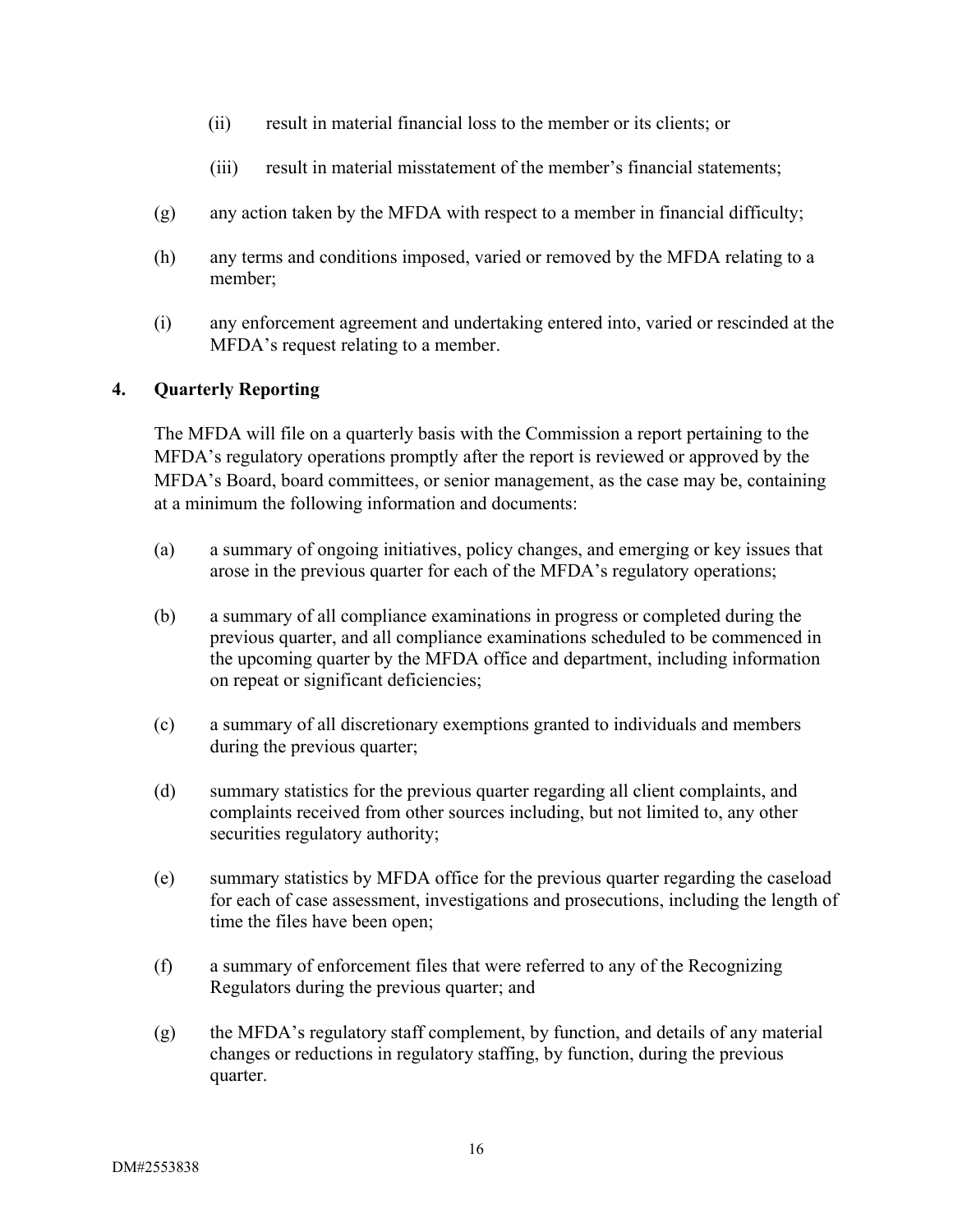(ii) result in material financial loss to the member or its clients; or

(iii) result in material misstatement of the member's financial statements;

(g) any action taken by the MFDA with respect to a member in financial difficulty;

(h) any terms and conditions imposed, varied or removed by the MFDA relating to a member;

(i) any enforcement agreement and undertaking entered into, varied or rescinded at the MFDA's request relating to a member.

## 4. Quarterly Reporting

The MFDA will file on a quarterly basis with the Commission a report pertaining to the MFDA's regulatory operations promptly after the report is reviewed or approved by the MFDA's Board, board committees, or senior management, as the case may be, containing at a minimum the following information and documents:

(a) a summary of ongoing initiatives, policy changes, and emerging or key issues that arose in the previous quarter for each of the MFDA's regulatory operations;

(b) a summary of all compliance examinations in progress or completed during the previous quarter, and all compliance examinations scheduled to be commenced in the upcoming quarter by the MFDA office and department, including information on repeat or significant deficiencies;

(c) a summary of all discretionary exemptions granted to individuals and members during the previous quarter;

(d) summary statistics for the previous quarter regarding all client complaints, and complaints received from other sources including, but not limited to, any other securities regulatory authority;

(e) summary statistics by MFDA office for the previous quarter regarding the caseload for each of case assessment, investigations and prosecutions, including the length of time the files have been open;

(f) a summary of enforcement files that were referred to any of the Recognizing Regulators during the previous quarter; and

(g) the MFDA's regulatory staff complement, by function, and details of any material changes or reductions in regulatory staffing, by function, during the previous quarter.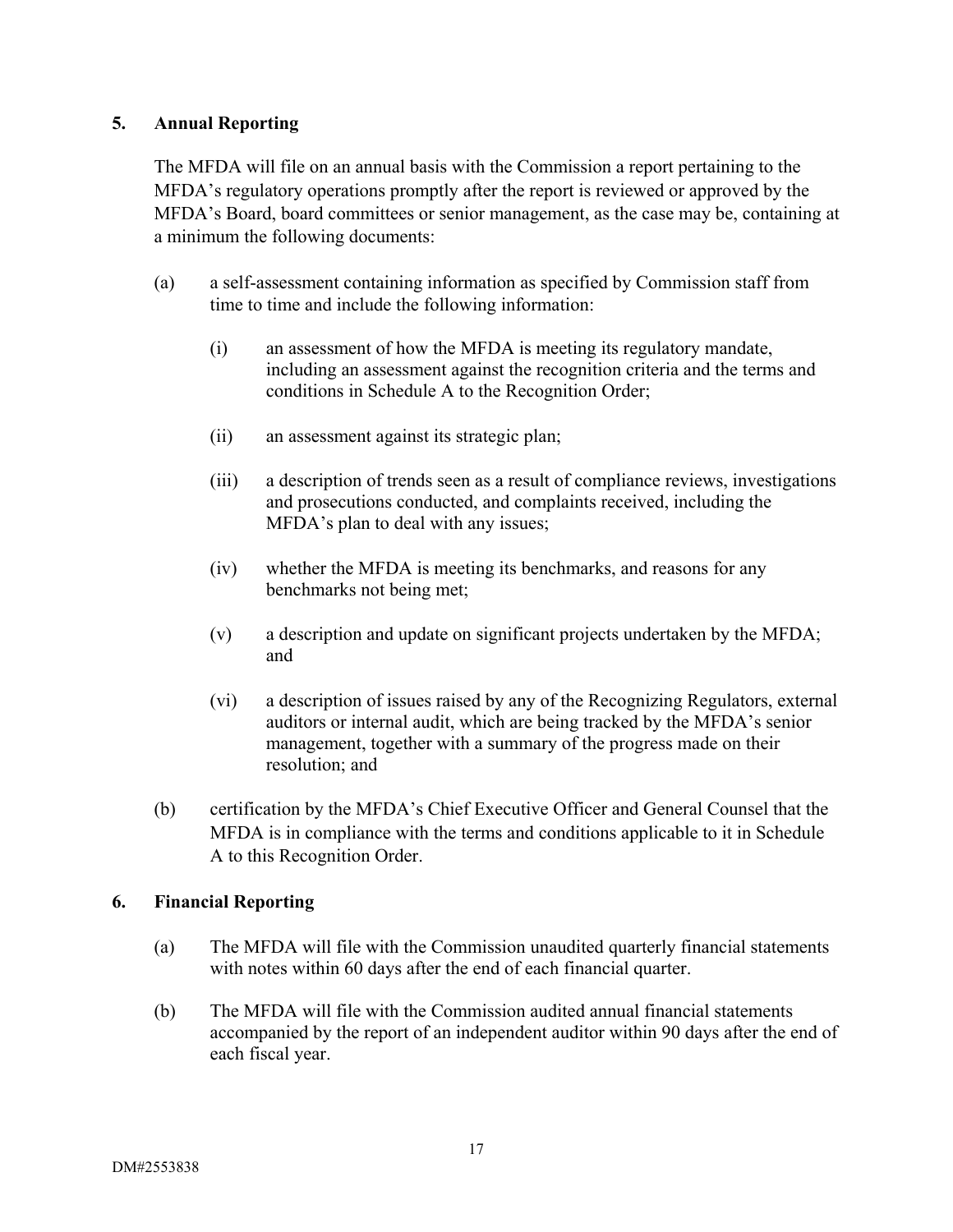## 5. Annual Reporting

The MFDA will file on an annual basis with the Commission a report pertaining to the MFDA's regulatory operations promptly after the report is reviewed or approved by the MFDA's Board, board committees or senior management, as the case may be, containing at a minimum the following documents:

(a) a self-assessment containing information as specified by Commission staff from time to time and include the following information:

  (i) an assessment of how the MFDA is meeting its regulatory mandate, including an assessment against the recognition criteria and the terms and conditions in Schedule A to the Recognition Order;

  (ii) an assessment against its strategic plan;

  (iii) a description of trends seen as a result of compliance reviews, investigations and prosecutions conducted, and complaints received, including the MFDA's plan to deal with any issues;

  (iv) whether the MFDA is meeting its benchmarks, and reasons for any benchmarks not being met;

  (v) a description and update on significant projects undertaken by the MFDA; and

  (vi) a description of issues raised by any of the Recognizing Regulators, external auditors or internal audit, which are being tracked by the MFDA's senior management, together with a summary of the progress made on their resolution; and

(b) certification by the MFDA's Chief Executive Officer and General Counsel that the MFDA is in compliance with the terms and conditions applicable to it in Schedule A to this Recognition Order.

## 6. Financial Reporting

(a) The MFDA will file with the Commission unaudited quarterly financial statements with notes within 60 days after the end of each financial quarter.

(b) The MFDA will file with the Commission audited annual financial statements accompanied by the report of an independent auditor within 90 days after the end of each fiscal year.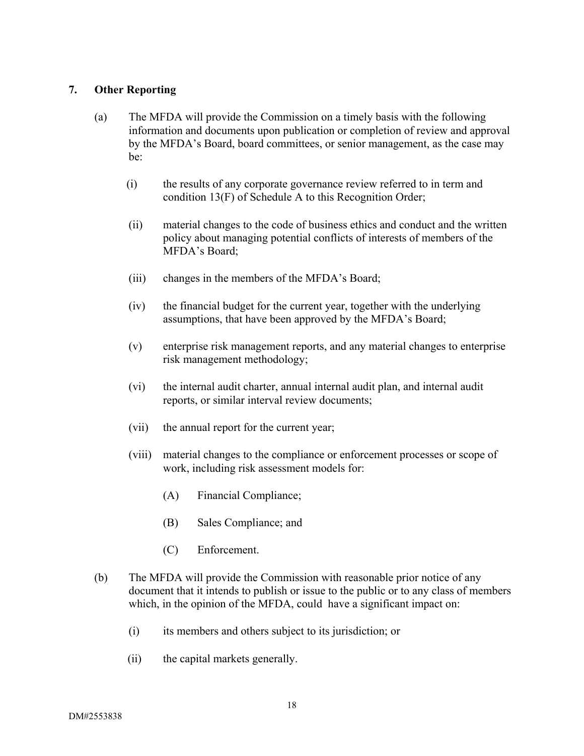## 7. Other Reporting

(a) The MFDA will provide the Commission on a timely basis with the following information and documents upon publication or completion of review and approval by the MFDA's Board, board committees, or senior management, as the case may be:

(i) the results of any corporate governance review referred to in term and condition 13(F) of Schedule A to this Recognition Order;

(ii) material changes to the code of business ethics and conduct and the written policy about managing potential conflicts of interests of members of the MFDA's Board;

(iii) changes in the members of the MFDA's Board;

(iv) the financial budget for the current year, together with the underlying assumptions, that have been approved by the MFDA's Board;

(v) enterprise risk management reports, and any material changes to enterprise risk management methodology;

(vi) the internal audit charter, annual internal audit plan, and internal audit reports, or similar interval review documents;

(vii) the annual report for the current year;

(viii) material changes to the compliance or enforcement processes or scope of work, including risk assessment models for:

(A) Financial Compliance;

(B) Sales Compliance; and

(C) Enforcement.

(b) The MFDA will provide the Commission with reasonable prior notice of any document that it intends to publish or issue to the public or to any class of members which, in the opinion of the MFDA, could have a significant impact on:

(i) its members and others subject to its jurisdiction; or

(ii) the capital markets generally.

DM#2553838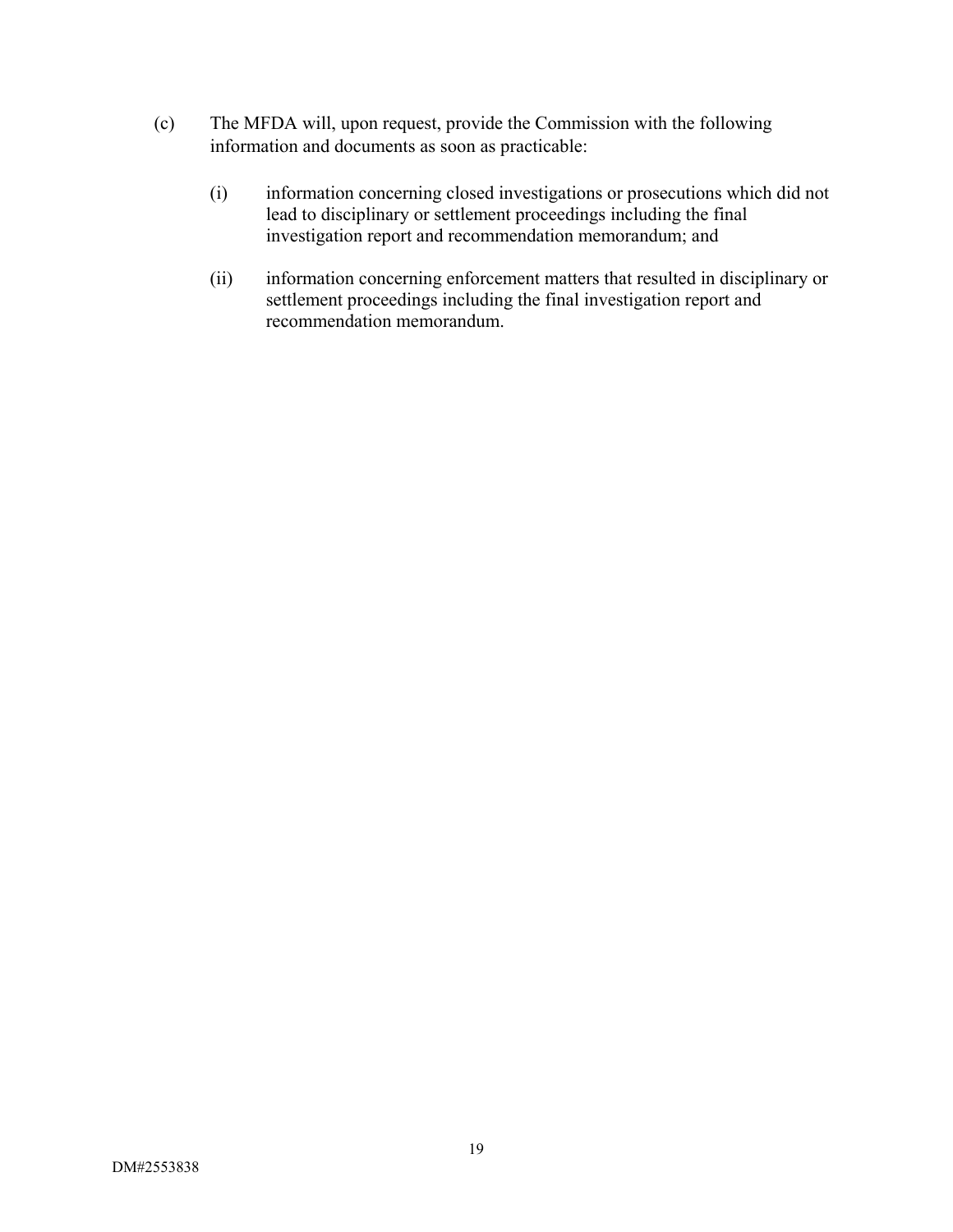(c) The MFDA will, upon request, provide the Commission with the following information and documents as soon as practicable:

   (i) information concerning closed investigations or prosecutions which did not lead to disciplinary or settlement proceedings including the final investigation report and recommendation memorandum; and

   (ii) information concerning enforcement matters that resulted in disciplinary or settlement proceedings including the final investigation report and recommendation memorandum.

DM#2553838